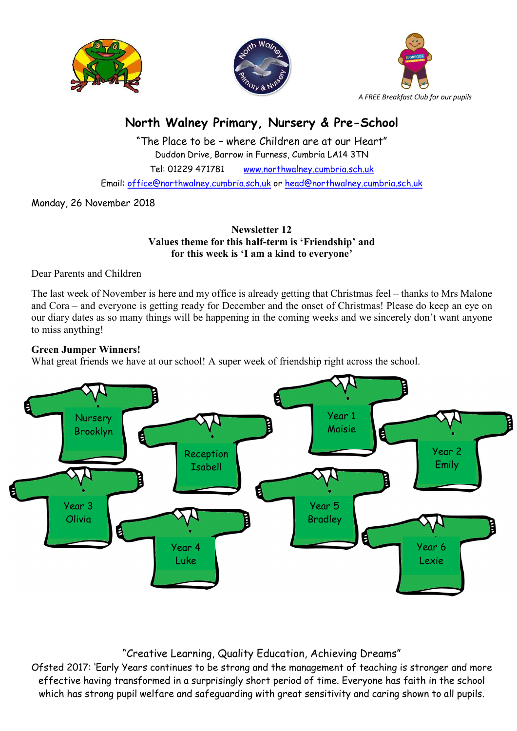A FREE Breakfast Club for our pupils

# North Walney Primary, Nursery & Pre-School

"The Place to be – where Children are at our Heart"

Duddon Drive, Barrow in Furness, Cumbria LA14 3TN

Tel: 01229 471781 www.northwalney.cumbria.sch.uk

Email: office@northwalney.cumbria.sch.uk or head@northwalney.cumbria.sch.uk

Monday, 26 November 2018

**Newsletter 12**
**Values theme for this half-term is 'Friendship' and for this week is 'I am a kind to everyone'**

Dear Parents and Children

The last week of November is here and my office is already getting that Christmas feel – thanks to Mrs Malone and Cora – and everyone is getting ready for December and the onset of Christmas! Please do keep an eye on our diary dates as so many things will be happening in the coming weeks and we sincerely don't want anyone to miss anything!

**Green Jumper Winners!**

What great friends we have at our school! A super week of friendship right across the school.

Nursery Brooklyn

Reception Isabell

Year 1 Maisie

Year 2 Emily

Year 3 Olivia

Year 4 Luke

Year 5 Bradley

Year 6 Lexie

"Creative Learning, Quality Education, Achieving Dreams"

Ofsted 2017: 'Early Years continues to be strong and the management of teaching is stronger and more effective having transformed in a surprisingly short period of time. Everyone has faith in the school which has strong pupil welfare and safeguarding with great sensitivity and caring shown to all pupils.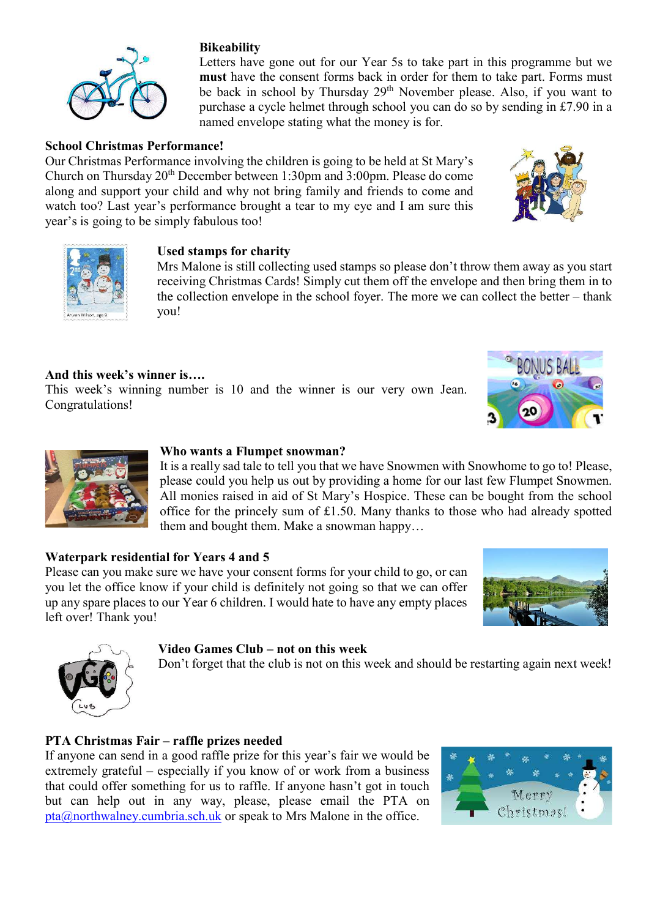**Bikeability**

Letters have gone out for our Year 5s to take part in this programme but we **must** have the consent forms back in order for them to take part. Forms must be back in school by Thursday 29th November please. Also, if you want to purchase a cycle helmet through school you can do so by sending in £7.90 in a named envelope stating what the money is for.

**School Christmas Performance!**

Our Christmas Performance involving the children is going to be held at St Mary's Church on Thursday 20th December between 1:30pm and 3:00pm. Please do come along and support your child and why not bring family and friends to come and watch too? Last year's performance brought a tear to my eye and I am sure this year's is going to be simply fabulous too!

**Used stamps for charity**

Mrs Malone is still collecting used stamps so please don't throw them away as you start receiving Christmas Cards! Simply cut them off the envelope and then bring them in to the collection envelope in the school foyer. The more we can collect the better – thank you!

**And this week's winner is….**

This week's winning number is 10 and the winner is our very own Jean. Congratulations!

**Who wants a Flumpet snowman?**

It is a really sad tale to tell you that we have Snowmen with Snowhome to go to! Please, please could you help us out by providing a home for our last few Flumpet Snowmen. All monies raised in aid of St Mary's Hospice. These can be bought from the school office for the princely sum of £1.50. Many thanks to those who had already spotted them and bought them. Make a snowman happy…

**Waterpark residential for Years 4 and 5**

Please can you make sure we have your consent forms for your child to go, or can you let the office know if your child is definitely not going so that we can offer up any spare places to our Year 6 children. I would hate to have any empty places left over! Thank you!

**Video Games Club – not on this week**

Don't forget that the club is not on this week and should be restarting again next week!

**PTA Christmas Fair – raffle prizes needed**

If anyone can send in a good raffle prize for this year's fair we would be extremely grateful – especially if you know of or work from a business that could offer something for us to raffle. If anyone hasn't got in touch but can help out in any way, please, please email the PTA on pta@northwalney.cumbria.sch.uk or speak to Mrs Malone in the office.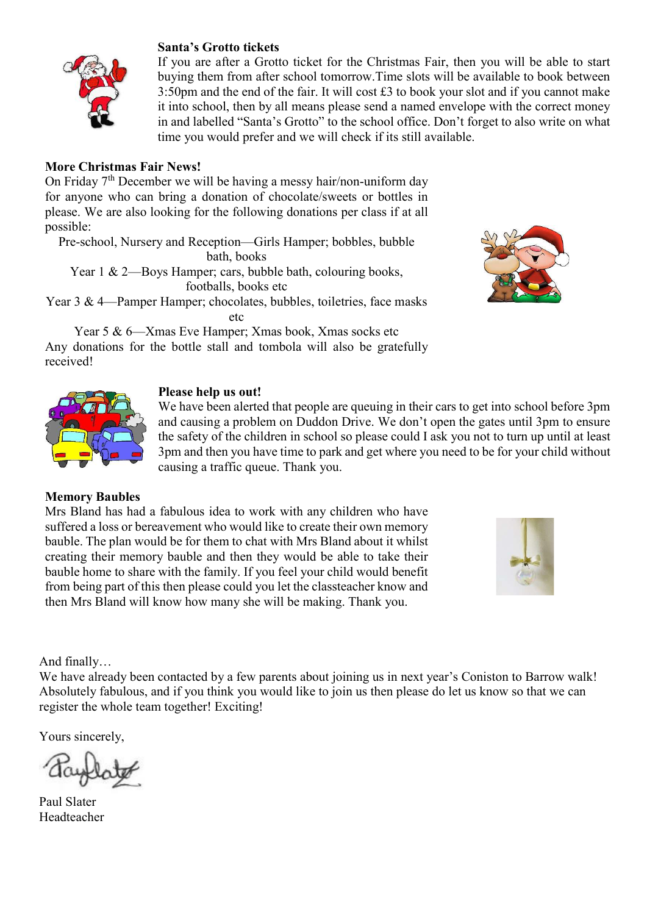**Santa's Grotto tickets**

If you are after a Grotto ticket for the Christmas Fair, then you will be able to start buying them from after school tomorrow.Time slots will be available to book between 3:50pm and the end of the fair. It will cost £3 to book your slot and if you cannot make it into school, then by all means please send a named envelope with the correct money in and labelled "Santa's Grotto" to the school office. Don't forget to also write on what time you would prefer and we will check if its still available.

**More Christmas Fair News!**

On Friday 7th December we will be having a messy hair/non-uniform day for anyone who can bring a donation of chocolate/sweets or bottles in please. We are also looking for the following donations per class if at all possible:

Pre-school, Nursery and Reception—Girls Hamper; bobbles, bubble bath, books

Year 1 & 2—Boys Hamper; cars, bubble bath, colouring books, footballs, books etc

Year 3 & 4—Pamper Hamper; chocolates, bubbles, toiletries, face masks etc

Year 5 & 6—Xmas Eve Hamper; Xmas book, Xmas socks etc

Any donations for the bottle stall and tombola will also be gratefully received!

**Please help us out!**

We have been alerted that people are queuing in their cars to get into school before 3pm and causing a problem on Duddon Drive. We don't open the gates until 3pm to ensure the safety of the children in school so please could I ask you not to turn up until at least 3pm and then you have time to park and get where you need to be for your child without causing a traffic queue. Thank you.

**Memory Baubles**

Mrs Bland has had a fabulous idea to work with any children who have suffered a loss or bereavement who would like to create their own memory bauble. The plan would be for them to chat with Mrs Bland about it whilst creating their memory bauble and then they would be able to take their bauble home to share with the family. If you feel your child would benefit from being part of this then please could you let the classteacher know and then Mrs Bland will know how many she will be making. Thank you.

And finally…

We have already been contacted by a few parents about joining us in next year's Coniston to Barrow walk! Absolutely fabulous, and if you think you would like to join us then please do let us know so that we can register the whole team together! Exciting!

Yours sincerely,

Paul Slater
Headteacher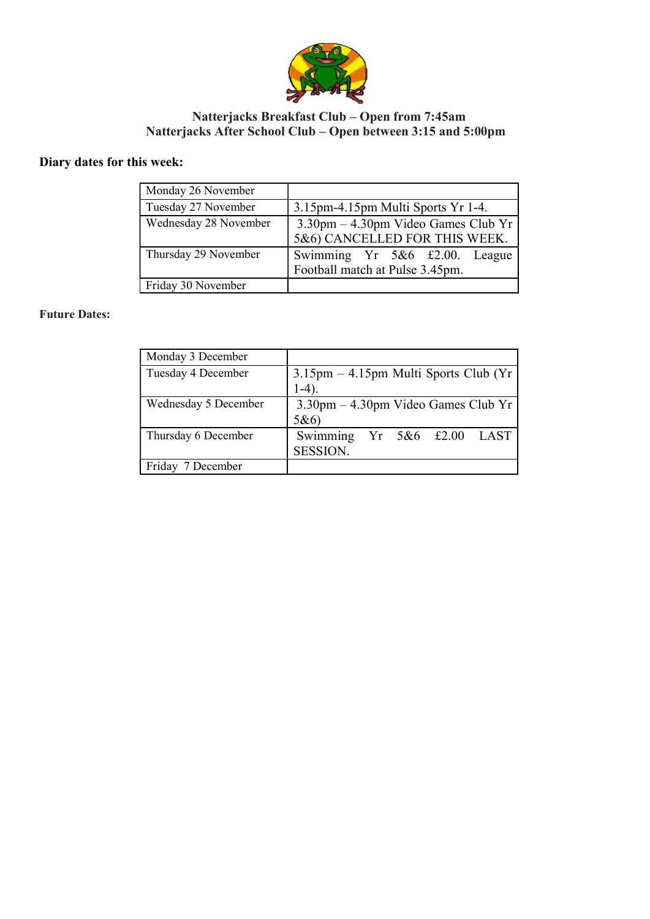**Natterjacks Breakfast Club – Open from 7:45am**
**Natterjacks After School Club – Open between 3:15 and 5:00pm**

**Diary dates for this week:**

| | |
|---|---|
| Monday 26 November | |
| Tuesday 27 November | 3.15pm-4.15pm Multi Sports Yr 1-4. |
| Wednesday 28 November | 3.30pm – 4.30pm Video Games Club Yr 5&6) CANCELLED FOR THIS WEEK. |
| Thursday 29 November | Swimming Yr 5&6 £2.00. League Football match at Pulse 3.45pm. |
| Friday 30 November | |

**Future Dates:**

| | |
|---|---|
| Monday 3 December | |
| Tuesday 4 December | 3.15pm – 4.15pm Multi Sports Club (Yr 1-4). |
| Wednesday 5 December | 3.30pm – 4.30pm Video Games Club Yr 5&6) |
| Thursday 6 December | Swimming Yr 5&6 £2.00 LAST SESSION. |
| Friday 7 December | |